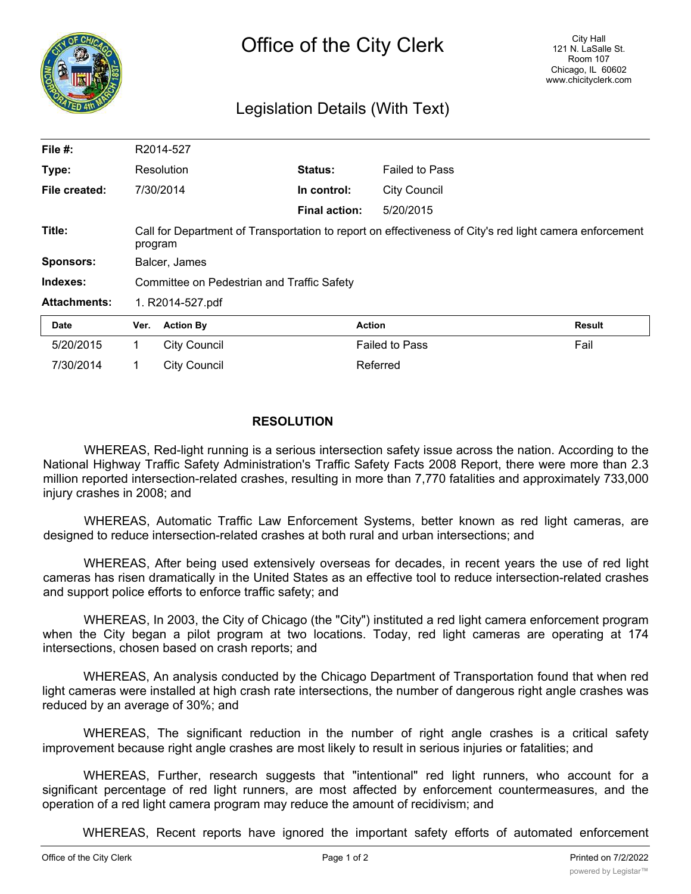# Office of the City Clerk

City Hall
121 N. LaSalle St.
Room 107
Chicago, IL 60602
www.chicityclerk.com

## Legislation Details (With Text)

| | | | |
|---|---|---|---|
| **File #:** | R2014-527 | | |
| **Type:** | Resolution | **Status:** | Failed to Pass |
| **File created:** | 7/30/2014 | **In control:** | City Council |
| | | **Final action:** | 5/20/2015 |
| **Title:** | Call for Department of Transportation to report on effectiveness of City's red light camera enforcement program | | |
| **Sponsors:** | Balcer, James | | |
| **Indexes:** | Committee on Pedestrian and Traffic Safety | | |
| **Attachments:** | 1. R2014-527.pdf | | |

| Date | Ver. | Action By | Action | Result |
|---|---|---|---|---|
| 5/20/2015 | 1 | City Council | Failed to Pass | Fail |
| 7/30/2014 | 1 | City Council | Referred | |

**RESOLUTION**

WHEREAS, Red-light running is a serious intersection safety issue across the nation. According to the National Highway Traffic Safety Administration's Traffic Safety Facts 2008 Report, there were more than 2.3 million reported intersection-related crashes, resulting in more than 7,770 fatalities and approximately 733,000 injury crashes in 2008; and

WHEREAS, Automatic Traffic Law Enforcement Systems, better known as red light cameras, are designed to reduce intersection-related crashes at both rural and urban intersections; and

WHEREAS, After being used extensively overseas for decades, in recent years the use of red light cameras has risen dramatically in the United States as an effective tool to reduce intersection-related crashes and support police efforts to enforce traffic safety; and

WHEREAS, In 2003, the City of Chicago (the "City") instituted a red light camera enforcement program when the City began a pilot program at two locations. Today, red light cameras are operating at 174 intersections, chosen based on crash reports; and

WHEREAS, An analysis conducted by the Chicago Department of Transportation found that when red light cameras were installed at high crash rate intersections, the number of dangerous right angle crashes was reduced by an average of 30%; and

WHEREAS, The significant reduction in the number of right angle crashes is a critical safety improvement because right angle crashes are most likely to result in serious injuries or fatalities; and

WHEREAS, Further, research suggests that "intentional" red light runners, who account for a significant percentage of red light runners, are most affected by enforcement countermeasures, and the operation of a red light camera program may reduce the amount of recidivism; and

WHEREAS, Recent reports have ignored the important safety efforts of automated enforcement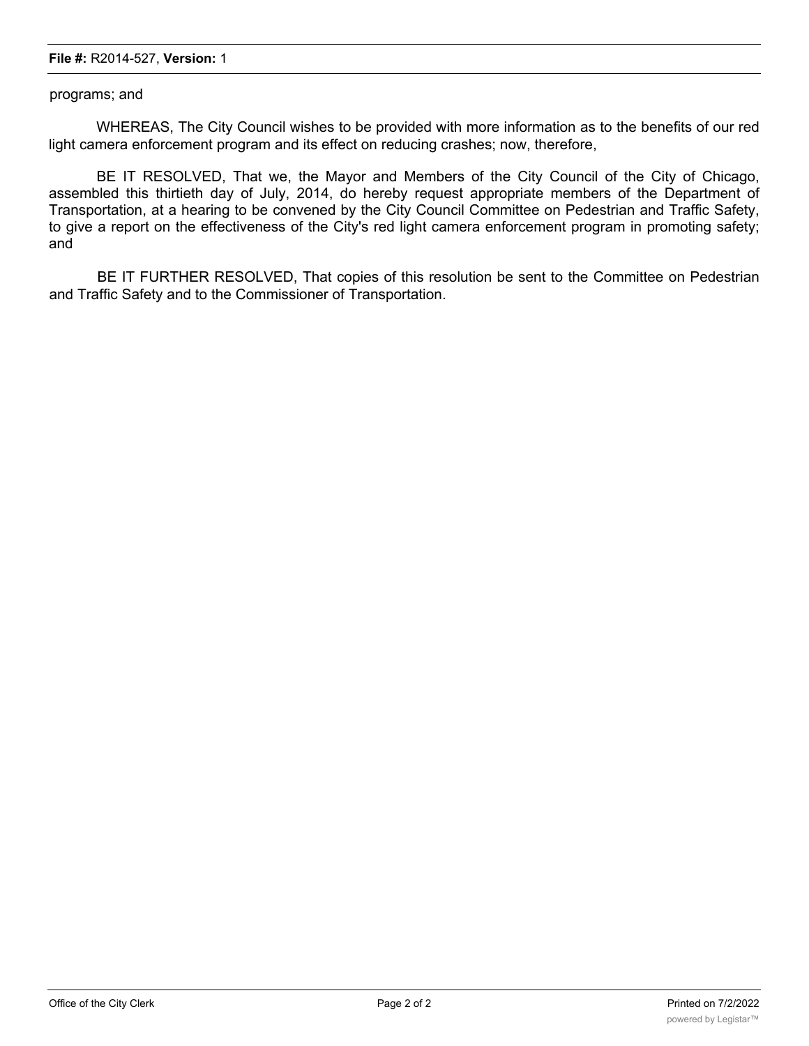programs; and

WHEREAS, The City Council wishes to be provided with more information as to the benefits of our red light camera enforcement program and its effect on reducing crashes; now, therefore,

BE IT RESOLVED, That we, the Mayor and Members of the City Council of the City of Chicago, assembled this thirtieth day of July, 2014, do hereby request appropriate members of the Department of Transportation, at a hearing to be convened by the City Council Committee on Pedestrian and Traffic Safety, to give a report on the effectiveness of the City's red light camera enforcement program in promoting safety; and

BE IT FURTHER RESOLVED, That copies of this resolution be sent to the Committee on Pedestrian and Traffic Safety and to the Commissioner of Transportation.